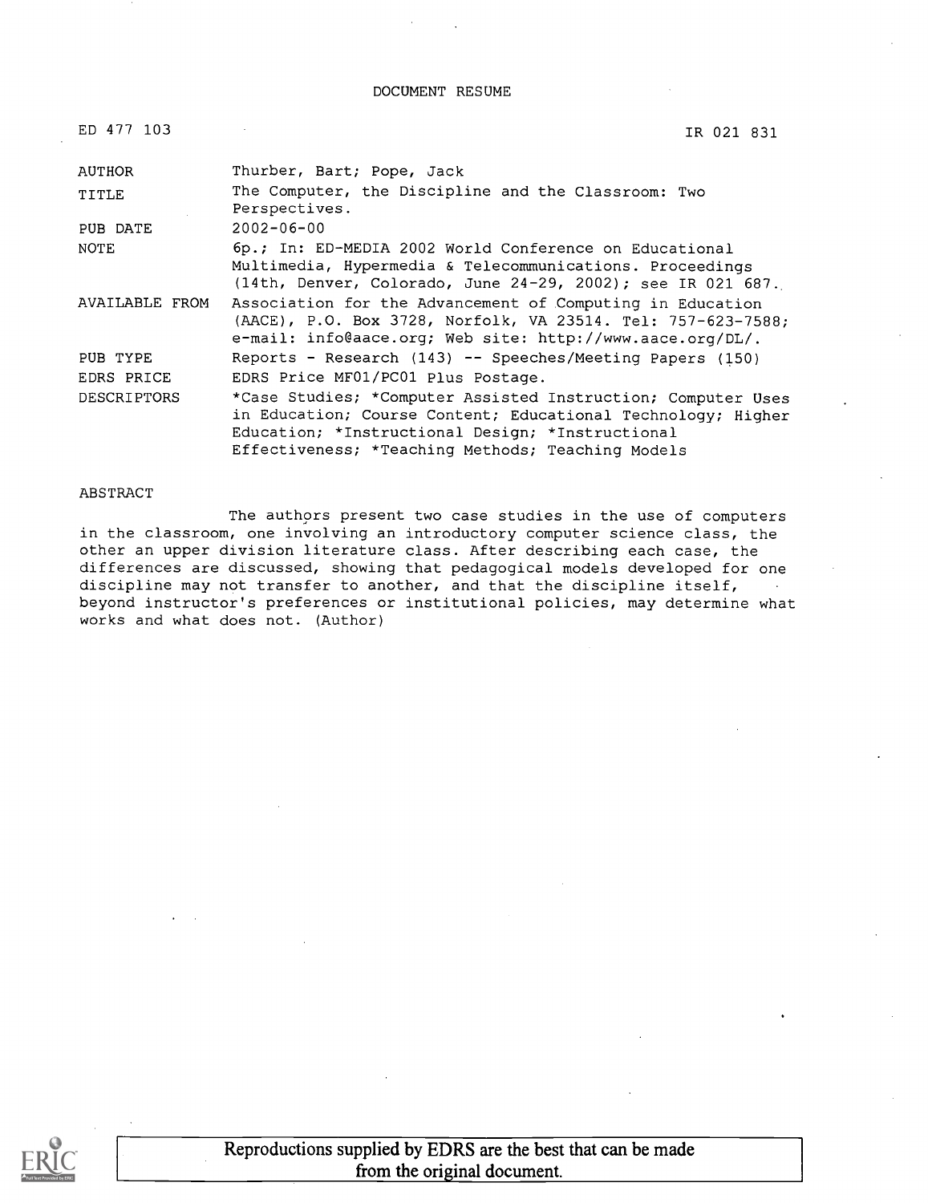DOCUMENT RESUME

ED 477 103 IR 021 831

| | |
|---|---|
| AUTHOR | Thurber, Bart; Pope, Jack |
| TITLE | The Computer, the Discipline and the Classroom: Two Perspectives. |
| PUB DATE | 2002-06-00 |
| NOTE | 6p.; In: ED-MEDIA 2002 World Conference on Educational Multimedia, Hypermedia & Telecommunications. Proceedings (14th, Denver, Colorado, June 24-29, 2002); see IR 021 687. |
| AVAILABLE FROM | Association for the Advancement of Computing in Education (AACE), P.O. Box 3728, Norfolk, VA 23514. Tel: 757-623-7588; e-mail: info@aace.org; Web site: http://www.aace.org/DL/. |
| PUB TYPE | Reports - Research (143) -- Speeches/Meeting Papers (150) |
| EDRS PRICE | EDRS Price MF01/PC01 Plus Postage. |
| DESCRIPTORS | *Case Studies; *Computer Assisted Instruction; Computer Uses in Education; Course Content; Educational Technology; Higher Education; *Instructional Design; *Instructional Effectiveness; *Teaching Methods; Teaching Models |

ABSTRACT

The authors present two case studies in the use of computers in the classroom, one involving an introductory computer science class, the other an upper division literature class. After describing each case, the differences are discussed, showing that pedagogical models developed for one discipline may not transfer to another, and that the discipline itself, beyond instructor's preferences or institutional policies, may determine what works and what does not. (Author)

Reproductions supplied by EDRS are the best that can be made from the original document.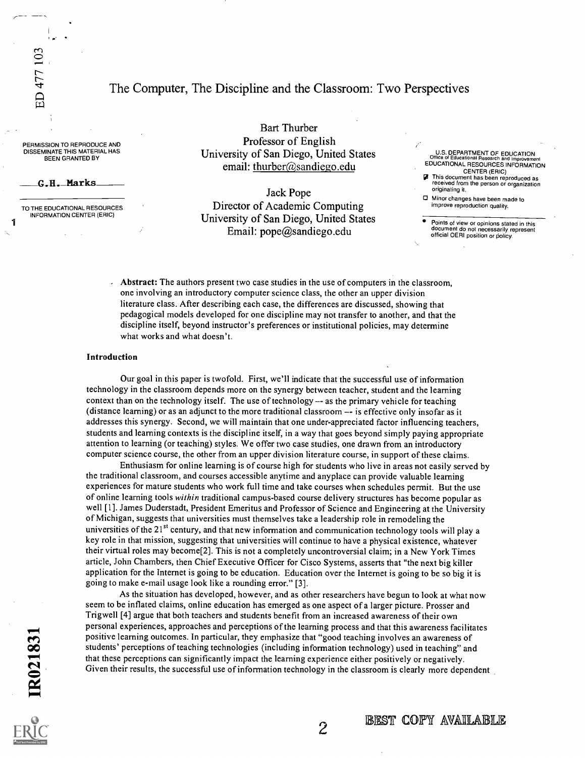# The Computer, The Discipline and the Classroom: Two Perspectives

Bart Thurber
Professor of English
University of San Diego, United States
email: thurber@sandiego.edu

Jack Pope
Director of Academic Computing
University of San Diego, United States
Email: pope@sandiego.edu

**Abstract:** The authors present two case studies in the use of computers in the classroom, one involving an introductory computer science class, the other an upper division literature class. After describing each case, the differences are discussed, showing that pedagogical models developed for one discipline may not transfer to another, and that the discipline itself, beyond instructor's preferences or institutional policies, may determine what works and what doesn't.

## Introduction

Our goal in this paper is twofold. First, we'll indicate that the successful use of information technology in the classroom depends more on the synergy between teacher, student and the learning context than on the technology itself. The use of technology — as the primary vehicle for teaching (distance learning) or as an adjunct to the more traditional classroom — is effective only insofar as it addresses this synergy. Second, we will maintain that one under-appreciated factor influencing teachers, students and learning contexts is the discipline itself, in a way that goes beyond simply paying appropriate attention to learning (or teaching) styles. We offer two case studies, one drawn from an introductory computer science course, the other from an upper division literature course, in support of these claims.

Enthusiasm for online learning is of course high for students who live in areas not easily served by the traditional classroom, and courses accessible anytime and anyplace can provide valuable learning experiences for mature students who work full time and take courses when schedules permit. But the use of online learning tools *within* traditional campus-based course delivery structures has become popular as well [1]. James Duderstadt, President Emeritus and Professor of Science and Engineering at the University of Michigan, suggests that universities must themselves take a leadership role in remodeling the universities of the 21st century, and that new information and communication technology tools will play a key role in that mission, suggesting that universities will continue to have a physical existence, whatever their virtual roles may become[2]. This is not a completely uncontroversial claim; in a New York Times article, John Chambers, then Chief Executive Officer for Cisco Systems, asserts that "the next big killer application for the Internet is going to be education. Education over the Internet is going to be so big it is going to make e-mail usage look like a rounding error." [3].

As the situation has developed, however, and as other researchers have begun to look at what now seem to be inflated claims, online education has emerged as one aspect of a larger picture. Prosser and Trigwell [4] argue that both teachers and students benefit from an increased awareness of their own personal experiences, approaches and perceptions of the learning process and that this awareness facilitates positive learning outcomes. In particular, they emphasize that "good teaching involves an awareness of students' perceptions of teaching technologies (including information technology) used in teaching" and that these perceptions can significantly impact the learning experience either positively or negatively. Given their results, the successful use of information technology in the classroom is clearly more dependent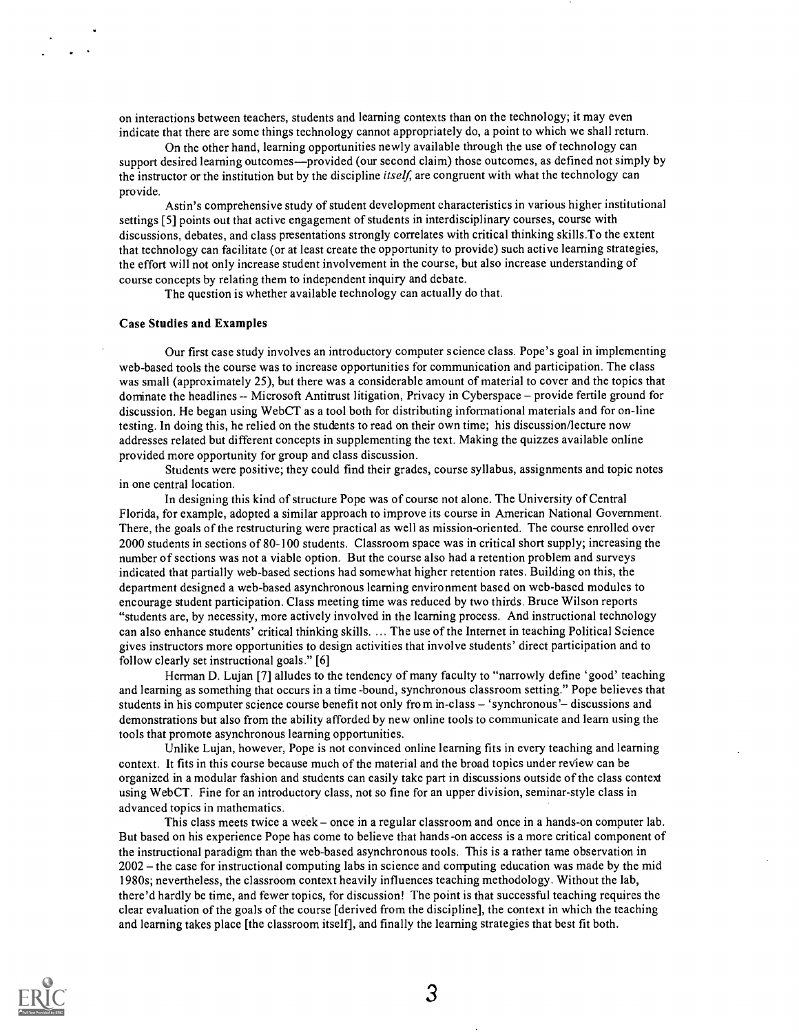on interactions between teachers, students and learning contexts than on the technology; it may even indicate that there are some things technology cannot appropriately do, a point to which we shall return.

On the other hand, learning opportunities newly available through the use of technology can support desired learning outcomes—provided (our second claim) those outcomes, as defined not simply by the instructor or the institution but by the discipline *itself*, are congruent with what the technology can provide.

Astin's comprehensive study of student development characteristics in various higher institutional settings [5] points out that active engagement of students in interdisciplinary courses, course with discussions, debates, and class presentations strongly correlates with critical thinking skills.To the extent that technology can facilitate (or at least create the opportunity to provide) such active learning strategies, the effort will not only increase student involvement in the course, but also increase understanding of course concepts by relating them to independent inquiry and debate.

The question is whether available technology can actually do that.

**Case Studies and Examples**

Our first case study involves an introductory computer science class. Pope's goal in implementing web-based tools the course was to increase opportunities for communication and participation. The class was small (approximately 25), but there was a considerable amount of material to cover and the topics that dominate the headlines -- Microsoft Antitrust litigation, Privacy in Cyberspace – provide fertile ground for discussion. He began using WebCT as a tool both for distributing informational materials and for on-line testing. In doing this, he relied on the students to read on their own time; his discussion/lecture now addresses related but different concepts in supplementing the text. Making the quizzes available online provided more opportunity for group and class discussion.

Students were positive; they could find their grades, course syllabus, assignments and topic notes in one central location.

In designing this kind of structure Pope was of course not alone. The University of Central Florida, for example, adopted a similar approach to improve its course in American National Government. There, the goals of the restructuring were practical as well as mission-oriented. The course enrolled over 2000 students in sections of 80-100 students. Classroom space was in critical short supply; increasing the number of sections was not a viable option. But the course also had a retention problem and surveys indicated that partially web-based sections had somewhat higher retention rates. Building on this, the department designed a web-based asynchronous learning environment based on web-based modules to encourage student participation. Class meeting time was reduced by two thirds. Bruce Wilson reports "students are, by necessity, more actively involved in the learning process. And instructional technology can also enhance students' critical thinking skills. ... The use of the Internet in teaching Political Science gives instructors more opportunities to design activities that involve students' direct participation and to follow clearly set instructional goals." [6]

Herman D. Lujan [7] alludes to the tendency of many faculty to "narrowly define 'good' teaching and learning as something that occurs in a time-bound, synchronous classroom setting." Pope believes that students in his computer science course benefit not only from in-class – 'synchronous'– discussions and demonstrations but also from the ability afforded by new online tools to communicate and learn using the tools that promote asynchronous learning opportunities.

Unlike Lujan, however, Pope is not convinced online learning fits in every teaching and learning context. It fits in this course because much of the material and the broad topics under review can be organized in a modular fashion and students can easily take part in discussions outside of the class context using WebCT. Fine for an introductory class, not so fine for an upper division, seminar-style class in advanced topics in mathematics.

This class meets twice a week – once in a regular classroom and once in a hands-on computer lab. But based on his experience Pope has come to believe that hands-on access is a more critical component of the instructional paradigm than the web-based asynchronous tools. This is a rather tame observation in 2002 – the case for instructional computing labs in science and computing education was made by the mid 1980s; nevertheless, the classroom context heavily influences teaching methodology. Without the lab, there'd hardly be time, and fewer topics, for discussion! The point is that successful teaching requires the clear evaluation of the goals of the course [derived from the discipline], the context in which the teaching and learning takes place [the classroom itself], and finally the learning strategies that best fit both.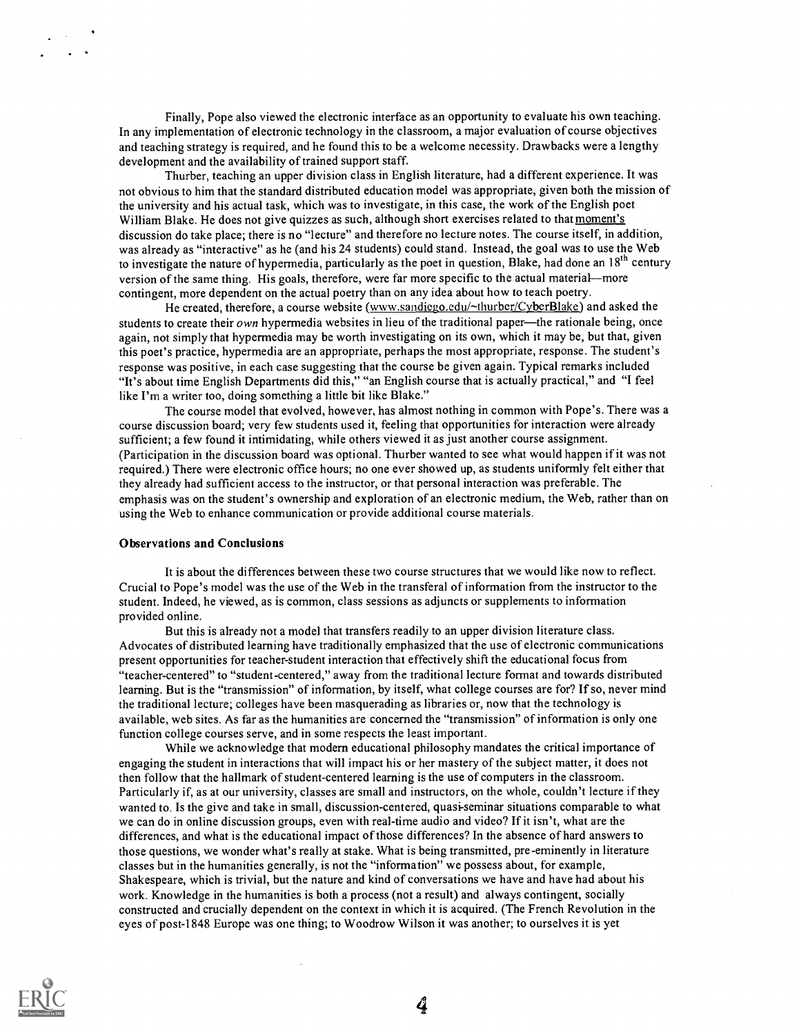Finally, Pope also viewed the electronic interface as an opportunity to evaluate his own teaching. In any implementation of electronic technology in the classroom, a major evaluation of course objectives and teaching strategy is required, and he found this to be a welcome necessity. Drawbacks were a lengthy development and the availability of trained support staff.

Thurber, teaching an upper division class in English literature, had a different experience. It was not obvious to him that the standard distributed education model was appropriate, given both the mission of the university and his actual task, which was to investigate, in this case, the work of the English poet William Blake. He does not give quizzes as such, although short exercises related to that moment's discussion do take place; there is no "lecture" and therefore no lecture notes. The course itself, in addition, was already as "interactive" as he (and his 24 students) could stand. Instead, the goal was to use the Web to investigate the nature of hypermedia, particularly as the poet in question, Blake, had done an 18th century version of the same thing. His goals, therefore, were far more specific to the actual material—more contingent, more dependent on the actual poetry than on any idea about how to teach poetry.

He created, therefore, a course website (www.sandiego.edu/~thurber/CyberBlake) and asked the students to create their *own* hypermedia websites in lieu of the traditional paper—the rationale being, once again, not simply that hypermedia may be worth investigating on its own, which it may be, but that, given this poet's practice, hypermedia are an appropriate, perhaps the most appropriate, response. The student's response was positive, in each case suggesting that the course be given again. Typical remarks included "It's about time English Departments did this," "an English course that is actually practical," and "I feel like I'm a writer too, doing something a little bit like Blake."

The course model that evolved, however, has almost nothing in common with Pope's. There was a course discussion board; very few students used it, feeling that opportunities for interaction were already sufficient; a few found it intimidating, while others viewed it as just another course assignment. (Participation in the discussion board was optional. Thurber wanted to see what would happen if it was not required.) There were electronic office hours; no one ever showed up, as students uniformly felt either that they already had sufficient access to the instructor, or that personal interaction was preferable. The emphasis was on the student's ownership and exploration of an electronic medium, the Web, rather than on using the Web to enhance communication or provide additional course materials.

**Observations and Conclusions**

It is about the differences between these two course structures that we would like now to reflect. Crucial to Pope's model was the use of the Web in the transferal of information from the instructor to the student. Indeed, he viewed, as is common, class sessions as adjuncts or supplements to information provided online.

But this is already not a model that transfers readily to an upper division literature class. Advocates of distributed learning have traditionally emphasized that the use of electronic communications present opportunities for teacher-student interaction that effectively shift the educational focus from "teacher-centered" to "student-centered," away from the traditional lecture format and towards distributed learning. But is the "transmission" of information, by itself, what college courses are for? If so, never mind the traditional lecture; colleges have been masquerading as libraries or, now that the technology is available, web sites. As far as the humanities are concerned the "transmission" of information is only one function college courses serve, and in some respects the least important.

While we acknowledge that modern educational philosophy mandates the critical importance of engaging the student in interactions that will impact his or her mastery of the subject matter, it does not then follow that the hallmark of student-centered learning is the use of computers in the classroom. Particularly if, as at our university, classes are small and instructors, on the whole, couldn't lecture if they wanted to. Is the give and take in small, discussion-centered, quasi-seminar situations comparable to what we can do in online discussion groups, even with real-time audio and video? If it isn't, what are the differences, and what is the educational impact of those differences? In the absence of hard answers to those questions, we wonder what's really at stake. What is being transmitted, pre-eminently in literature classes but in the humanities generally, is not the "information" we possess about, for example, Shakespeare, which is trivial, but the nature and kind of conversations we have and have had about his work. Knowledge in the humanities is both a process (not a result) and always contingent, socially constructed and crucially dependent on the context in which it is acquired. (The French Revolution in the eyes of post-1848 Europe was one thing; to Woodrow Wilson it was another; to ourselves it is yet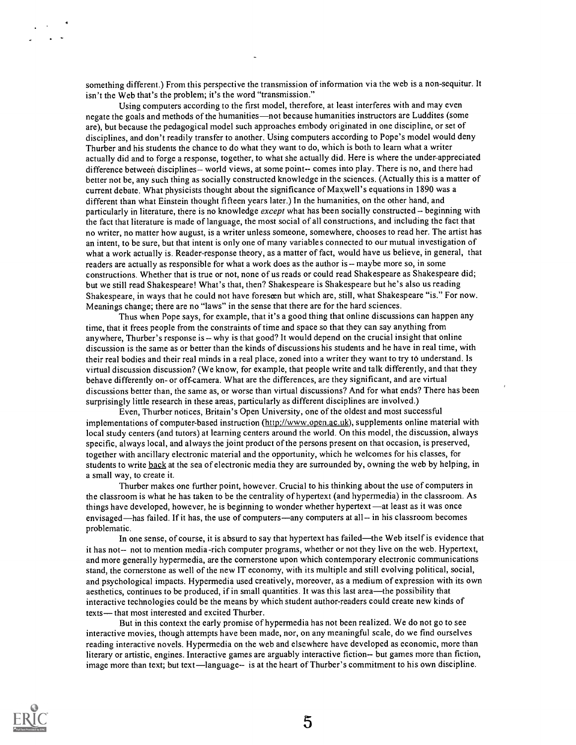something different.) From this perspective the transmission of information via the web is a non-sequitur. It isn't the Web that's the problem; it's the word "transmission."

Using computers according to the first model, therefore, at least interferes with and may even negate the goals and methods of the humanities—not because humanities instructors are Luddites (some are), but because the pedagogical model such approaches embody originated in one discipline, or set of disciplines, and don't readily transfer to another. Using computers according to Pope's model would deny Thurber and his students the chance to do what they want to do, which is both to learn what a writer actually did and to forge a response, together, to what she actually did. Here is where the under-appreciated difference between disciplines-- world views, at some point-- comes into play. There is no, and there had better not be, any such thing as socially constructed knowledge in the sciences. (Actually this is a matter of current debate. What physicists thought about the significance of Maxwell's equations in 1890 was a different than what Einstein thought fifteen years later.) In the humanities, on the other hand, and particularly in literature, there is no knowledge *except* what has been socially constructed -- beginning with the fact that literature is made of language, the most social of all constructions, and including the fact that no writer, no matter how august, is a writer unless someone, somewhere, chooses to read her. The artist has an intent, to be sure, but that intent is only one of many variables connected to our mutual investigation of what a work actually is. Reader-response theory, as a matter of fact, would have us believe, in general, that readers are actually as responsible for what a work does as the author is -- maybe more so, in some constructions. Whether that is true or not, none of us reads or could read Shakespeare as Shakespeare did; but we still read Shakespeare! What's that, then? Shakespeare is Shakespeare but he's also us reading Shakespeare, in ways that he could not have foreseen but which are, still, what Shakespeare "is." For now. Meanings change; there are no "laws" in the sense that there are for the hard sciences.

Thus when Pope says, for example, that it's a good thing that online discussions can happen any time, that it frees people from the constraints of time and space so that they can say anything from anywhere, Thurber's response is -- why is that good? It would depend on the crucial insight that online discussion is the same as or better than the kinds of discussions his students and he have in real time, with their real bodies and their real minds in a real place, zoned into a writer they want to try to understand. Is virtual discussion discussion? (We know, for example, that people write and talk differently, and that they behave differently on- or off-camera. What are the differences, are they significant, and are virtual discussions better than, the same as, or worse than virtual discussions? And for what ends? There has been surprisingly little research in these areas, particularly as different disciplines are involved.)

Even, Thurber notices, Britain's Open University, one of the oldest and most successful implementations of computer-based instruction (http://www.open.ac.uk), supplements online material with local study centers (and tutors) at learning centers around the world. On this model, the discussion, always specific, always local, and always the joint product of the persons present on that occasion, is preserved, together with ancillary electronic material and the opportunity, which he welcomes for his classes, for students to write back at the sea of electronic media they are surrounded by, owning the web by helping, in a small way, to create it.

Thurber makes one further point, however. Crucial to his thinking about the use of computers in the classroom is what he has taken to be the centrality of hypertext (and hypermedia) in the classroom. As things have developed, however, he is beginning to wonder whether hypertext —at least as it was once envisaged—has failed. If it has, the use of computers—any computers at all -- in his classroom becomes problematic.

In one sense, of course, it is absurd to say that hypertext has failed—the Web itself is evidence that it has not-- not to mention media-rich computer programs, whether or not they live on the web. Hypertext, and more generally hypermedia, are the cornerstone upon which contemporary electronic communications stand, the cornerstone as well of the new IT economy, with its multiple and still evolving political, social, and psychological impacts. Hypermedia used creatively, moreover, as a medium of expression with its own aesthetics, continues to be produced, if in small quantities. It was this last area—the possibility that interactive technologies could be the means by which student author-readers could create new kinds of texts— that most interested and excited Thurber.

But in this context the early promise of hypermedia has not been realized. We do not go to see interactive movies, though attempts have been made, nor, on any meaningful scale, do we find ourselves reading interactive novels. Hypermedia on the web and elsewhere have developed as economic, more than literary or artistic, engines. Interactive games are arguably interactive fiction-- but games more than fiction, image more than text; but text—language-- is at the heart of Thurber's commitment to his own discipline.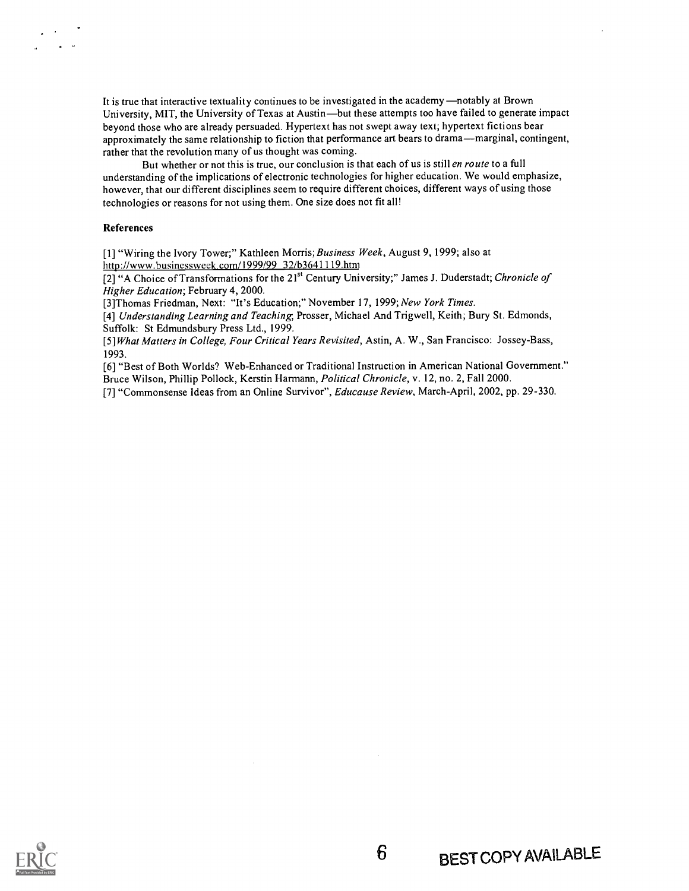It is true that interactive textuality continues to be investigated in the academy —notably at Brown University, MIT, the University of Texas at Austin—but these attempts too have failed to generate impact beyond those who are already persuaded. Hypertext has not swept away text; hypertext fictions bear approximately the same relationship to fiction that performance art bears to drama—marginal, contingent, rather that the revolution many of us thought was coming.

But whether or not this is true, our conclusion is that each of us is still *en route* to a full understanding of the implications of electronic technologies for higher education. We would emphasize, however, that our different disciplines seem to require different choices, different ways of using those technologies or reasons for not using them. One size does not fit all!

**References**

[1] "Wiring the Ivory Tower;" Kathleen Morris; *Business Week*, August 9, 1999; also at http://www.businessweek.com/1999/99_32/b3641119.htm

[2] "A Choice of Transformations for the 21st Century University;" James J. Duderstadt; *Chronicle of Higher Education*; February 4, 2000.

[3]Thomas Friedman, Next: "It's Education;" November 17, 1999; *New York Times*.

[4] *Understanding Learning and Teaching*; Prosser, Michael And Trigwell, Keith; Bury St. Edmonds, Suffolk: St Edmundsbury Press Ltd., 1999.

[5]*What Matters in College, Four Critical Years Revisited*, Astin, A. W., San Francisco: Jossey-Bass, 1993.

[6] "Best of Both Worlds? Web-Enhanced or Traditional Instruction in American National Government." Bruce Wilson, Phillip Pollock, Kerstin Harmann, *Political Chronicle*, v. 12, no. 2, Fall 2000.

[7] "Commonsense Ideas from an Online Survivor", *Educause Review*, March-April, 2002, pp. 29-330.

BEST COPY AVAILABLE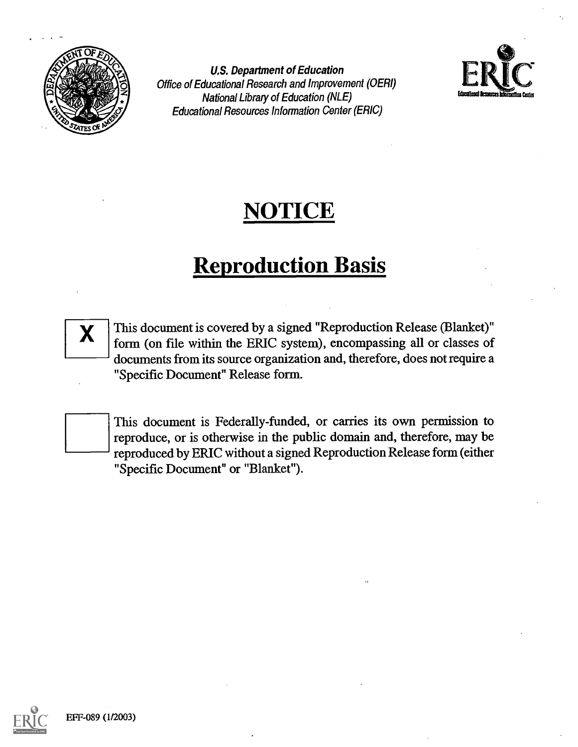**U.S. Department of Education**
*Office of Educational Research and Improvement (OERI)*
*National Library of Education (NLE)*
*Educational Resources Information Center (ERIC)*

# NOTICE

# Reproduction Basis

- [X] This document is covered by a signed "Reproduction Release (Blanket)" form (on file within the ERIC system), encompassing all or classes of documents from its source organization and, therefore, does not require a "Specific Document" Release form.

- [ ] This document is Federally-funded, or carries its own permission to reproduce, or is otherwise in the public domain and, therefore, may be reproduced by ERIC without a signed Reproduction Release form (either "Specific Document" or "Blanket").

EFF-089 (1/2003)